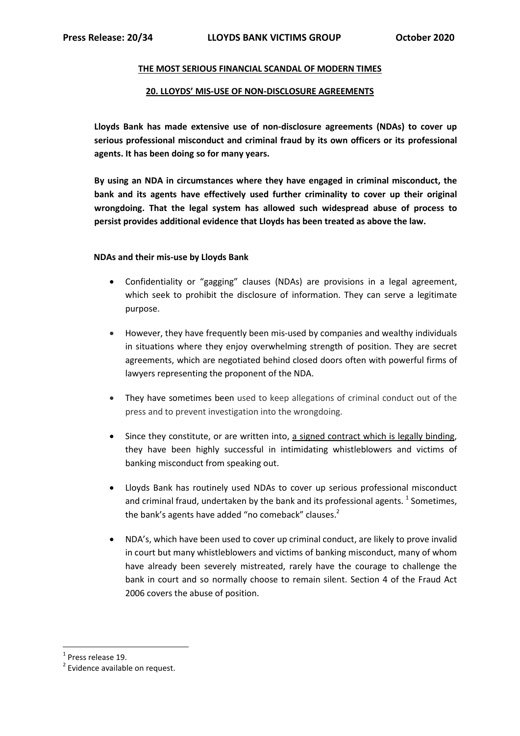**Press Release: 20/34 LLOYDS BANK VICTIMS GROUP October 2020**

# THE MOST SERIOUS FINANCIAL SCANDAL OF MODERN TIMES

## 20. LLOYDS' MIS-USE OF NON-DISCLOSURE AGREEMENTS

**Lloyds Bank has made extensive use of non-disclosure agreements (NDAs) to cover up serious professional misconduct and criminal fraud by its own officers or its professional agents. It has been doing so for many years.**

**By using an NDA in circumstances where they have engaged in criminal misconduct, the bank and its agents have effectively used further criminality to cover up their original wrongdoing. That the legal system has allowed such widespread abuse of process to persist provides additional evidence that Lloyds has been treated as above the law.**

### NDAs and their mis-use by Lloyds Bank

- Confidentiality or "gagging" clauses (NDAs) are provisions in a legal agreement, which seek to prohibit the disclosure of information. They can serve a legitimate purpose.
- However, they have frequently been mis-used by companies and wealthy individuals in situations where they enjoy overwhelming strength of position. They are secret agreements, which are negotiated behind closed doors often with powerful firms of lawyers representing the proponent of the NDA.
- They have sometimes been used to keep allegations of criminal conduct out of the press and to prevent investigation into the wrongdoing.
- Since they constitute, or are written into, a signed contract which is legally binding, they have been highly successful in intimidating whistleblowers and victims of banking misconduct from speaking out.
- Lloyds Bank has routinely used NDAs to cover up serious professional misconduct and criminal fraud, undertaken by the bank and its professional agents. [1] Sometimes, the bank's agents have added "no comeback" clauses.[2]
- NDA's, which have been used to cover up criminal conduct, are likely to prove invalid in court but many whistleblowers and victims of banking misconduct, many of whom have already been severely mistreated, rarely have the courage to challenge the bank in court and so normally choose to remain silent. Section 4 of the Fraud Act 2006 covers the abuse of position.

---

[1] Press release 19.

[2] Evidence available on request.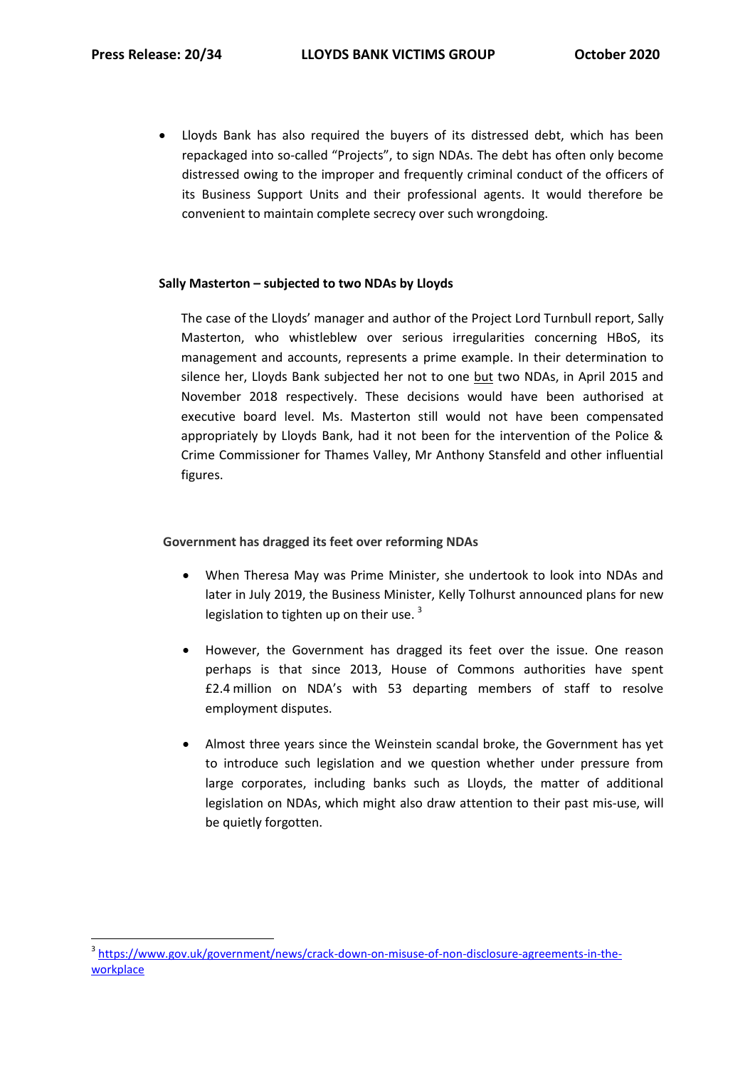- Lloyds Bank has also required the buyers of its distressed debt, which has been repackaged into so-called "Projects", to sign NDAs. The debt has often only become distressed owing to the improper and frequently criminal conduct of the officers of its Business Support Units and their professional agents. It would therefore be convenient to maintain complete secrecy over such wrongdoing.

**Sally Masterton – subjected to two NDAs by Lloyds**

The case of the Lloyds' manager and author of the Project Lord Turnbull report, Sally Masterton, who whistleblew over serious irregularities concerning HBoS, its management and accounts, represents a prime example. In their determination to silence her, Lloyds Bank subjected her not to one but two NDAs, in April 2015 and November 2018 respectively. These decisions would have been authorised at executive board level. Ms. Masterton still would not have been compensated appropriately by Lloyds Bank, had it not been for the intervention of the Police & Crime Commissioner for Thames Valley, Mr Anthony Stansfeld and other influential figures.

**Government has dragged its feet over reforming NDAs**

- When Theresa May was Prime Minister, she undertook to look into NDAs and later in July 2019, the Business Minister, Kelly Tolhurst announced plans for new legislation to tighten up on their use. [3]

- However, the Government has dragged its feet over the issue. One reason perhaps is that since 2013, House of Commons authorities have spent £2.4 million on NDA's with 53 departing members of staff to resolve employment disputes.

- Almost three years since the Weinstein scandal broke, the Government has yet to introduce such legislation and we question whether under pressure from large corporates, including banks such as Lloyds, the matter of additional legislation on NDAs, which might also draw attention to their past mis-use, will be quietly forgotten.

[3] https://www.gov.uk/government/news/crack-down-on-misuse-of-non-disclosure-agreements-in-the-workplace